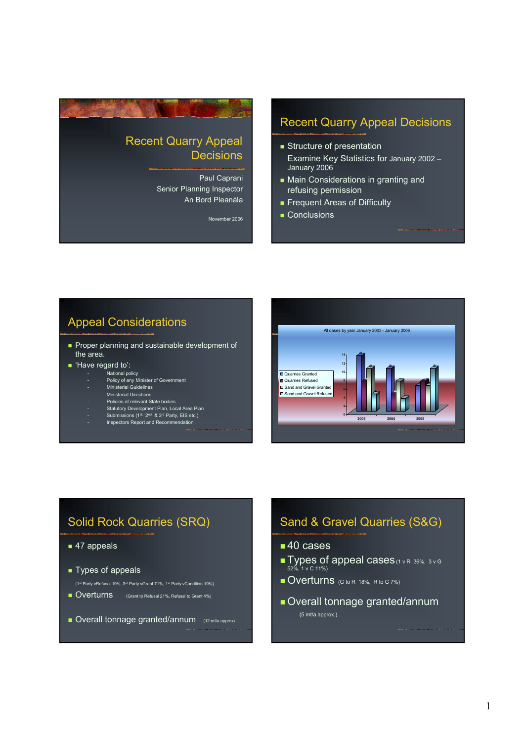## Recent Quarry Appeal Decisions

Paul Caprani
Senior Planning Inspector
An Bord Pleanála

November 2006

## Recent Quarry Appeal Decisions

- Structure of presentation
  Examine Key Statistics for January 2002 – January 2006
- Main Considerations in granting and refusing permission
- Frequent Areas of Difficulty
- Conclusions

## Appeal Considerations

- Proper planning and sustainable development of the area.
- 'Have regard to':
  - National policy
  - Policy of any Minister of Government
  - Ministerial Guidelines
  - Ministerial Directions
  - Policies of relevant State bodies
  - Statutory Development Plan, Local Area Plan
  - Submissions (1st, 2nd & 3rd Party, EIS etc.)
  - Inspectors Report and Recommendation

All cases by year January 2003 - January 2006

- Quarries Granted
- Quarries Refused
- Sand and Gravel Granted
- Sand and Gravel Refused

2003 2004 2005

## Solid Rock Quarries (SRQ)

- 47 appeals
- Types of appeals

  (1st Party vRefusal 19%, 3rd Party vGrant 71%, 1st Party vCondition 10%)
- Overturns (Grant to Refusal 21%, Refusal to Grant 4%)
- Overall tonnage granted/annum (12 mt/a approx)

## Sand & Gravel Quarries (S&G)

- 40 cases
- Types of appeal cases (1 v R 36%, 3 v G 52%, 1 v C 11%)
- Overturns (G to R 18%, R to G 7%)
- Overall tonnage granted/annum

  (5 mt/a approx.)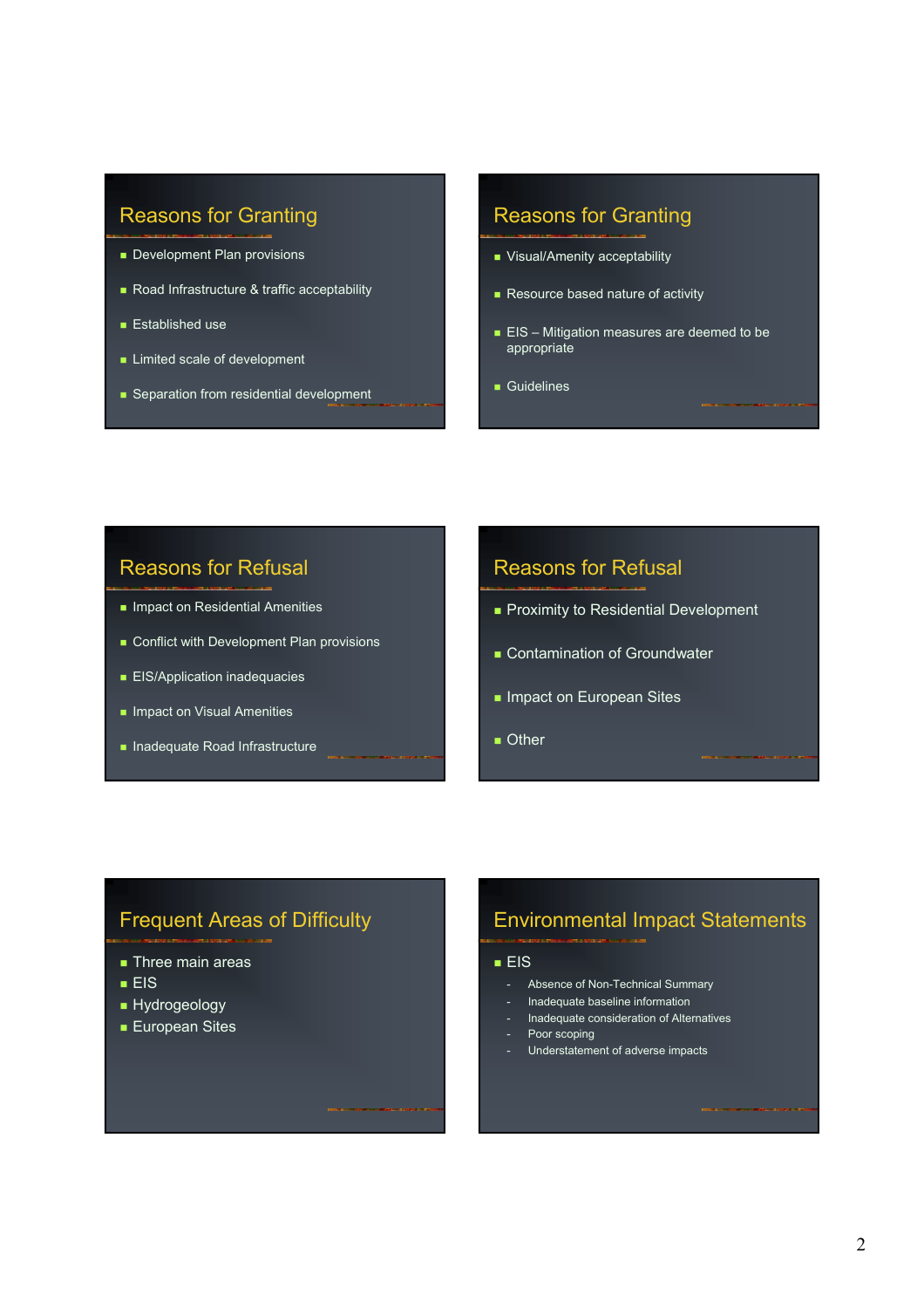## Reasons for Granting

- Development Plan provisions
- Road Infrastructure & traffic acceptability
- Established use
- Limited scale of development
- Separation from residential development

## Reasons for Granting

- Visual/Amenity acceptability
- Resource based nature of activity
- EIS – Mitigation measures are deemed to be appropriate
- Guidelines

## Reasons for Refusal

- Impact on Residential Amenities
- Conflict with Development Plan provisions
- EIS/Application inadequacies
- Impact on Visual Amenities
- Inadequate Road Infrastructure

## Reasons for Refusal

- Proximity to Residential Development
- Contamination of Groundwater
- Impact on European Sites
- Other

## Frequent Areas of Difficulty

- Three main areas
- EIS
- Hydrogeology
- European Sites

## Environmental Impact Statements

- EIS
  - Absence of Non-Technical Summary
  - Inadequate baseline information
  - Inadequate consideration of Alternatives
  - Poor scoping
  - Understatement of adverse impacts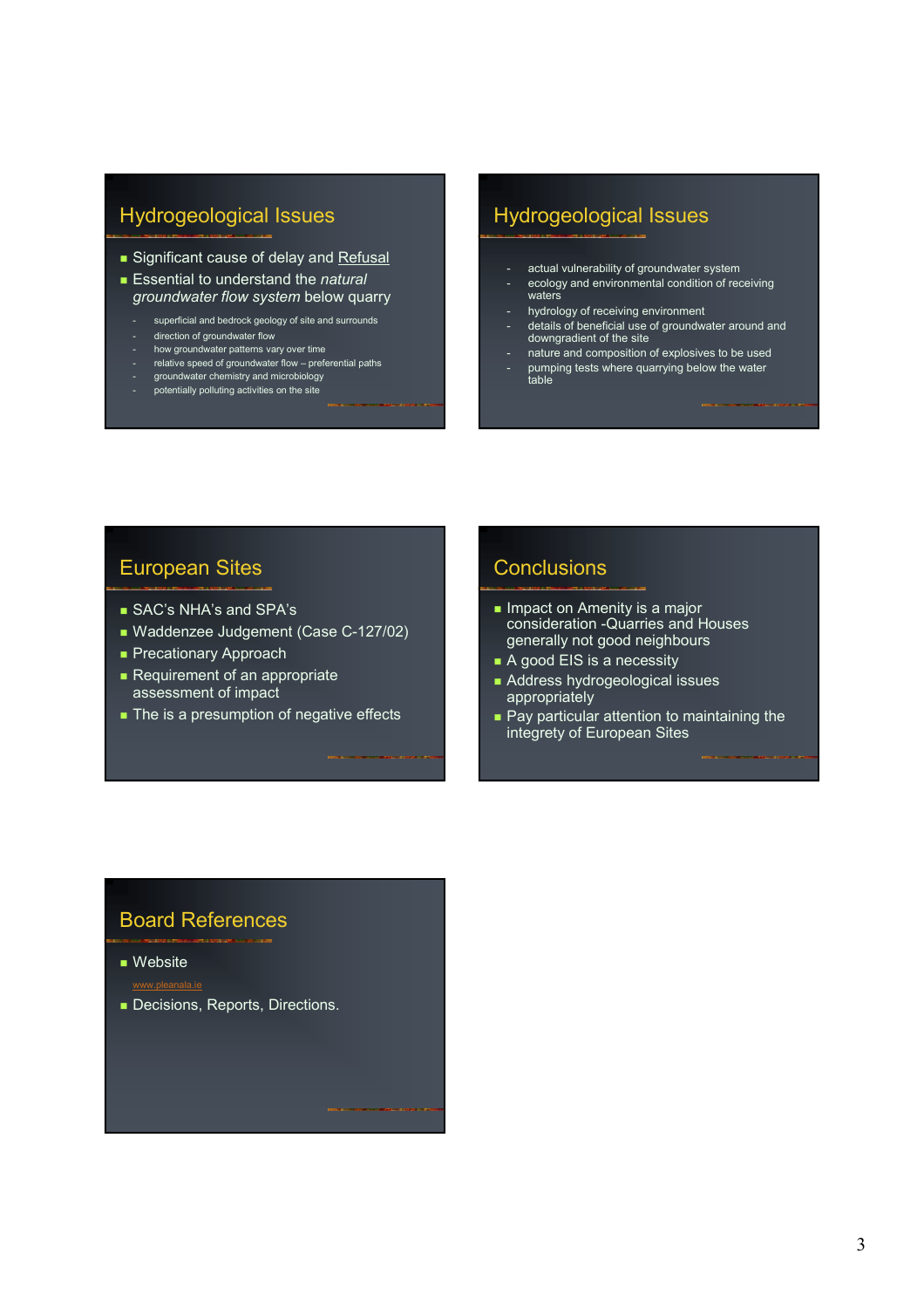## Hydrogeological Issues

- Significant cause of delay and Refusal
- Essential to understand the *natural groundwater flow system* below quarry
  - superficial and bedrock geology of site and surrounds
  - direction of groundwater flow
  - how groundwater patterns vary over time
  - relative speed of groundwater flow – preferential paths
  - groundwater chemistry and microbiology
  - potentially polluting activities on the site

## Hydrogeological Issues

- actual vulnerability of groundwater system
- ecology and environmental condition of receiving waters
- hydrology of receiving environment
- details of beneficial use of groundwater around and downgradient of the site
- nature and composition of explosives to be used
- pumping tests where quarrying below the water table

## European Sites

- SAC's NHA's and SPA's
- Waddenzee Judgement (Case C-127/02)
- Precationary Approach
- Requirement of an appropriate assessment of impact
- The is a presumption of negative effects

## Conclusions

- Impact on Amenity is a major consideration -Quarries and Houses generally not good neighbours
- A good EIS is a necessity
- Address hydrogeological issues appropriately
- Pay particular attention to maintaining the integrety of European Sites

## Board References

- Website

  www.pleanala.ie
- Decisions, Reports, Directions.